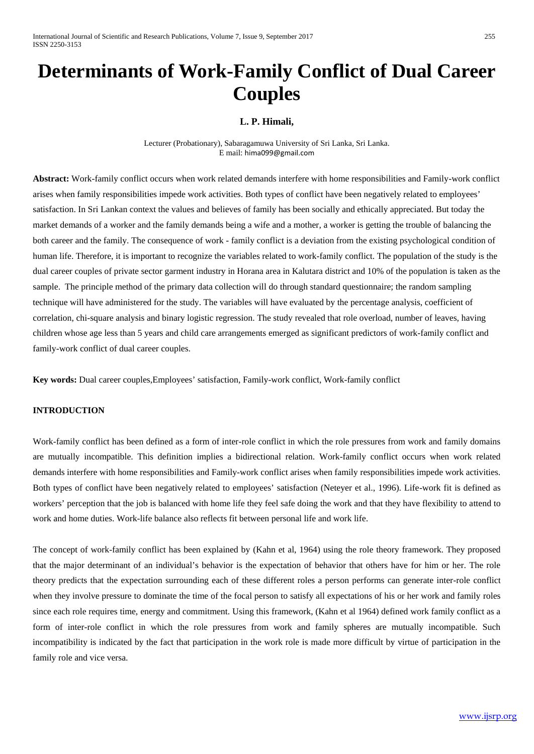# Determinants of Work-Family Conflict of Dual Career Couples

**L. P. Himali,**

Lecturer (Probationary), Sabaragamuwa University of Sri Lanka, Sri Lanka.
E mail: hima099@gmail.com

**Abstract:** Work-family conflict occurs when work related demands interfere with home responsibilities and Family-work conflict arises when family responsibilities impede work activities. Both types of conflict have been negatively related to employees' satisfaction. In Sri Lankan context the values and believes of family has been socially and ethically appreciated. But today the market demands of a worker and the family demands being a wife and a mother, a worker is getting the trouble of balancing the both career and the family. The consequence of work - family conflict is a deviation from the existing psychological condition of human life. Therefore, it is important to recognize the variables related to work-family conflict. The population of the study is the dual career couples of private sector garment industry in Horana area in Kalutara district and 10% of the population is taken as the sample. The principle method of the primary data collection will do through standard questionnaire; the random sampling technique will have administered for the study. The variables will have evaluated by the percentage analysis, coefficient of correlation, chi-square analysis and binary logistic regression. The study revealed that role overload, number of leaves, having children whose age less than 5 years and child care arrangements emerged as significant predictors of work-family conflict and family-work conflict of dual career couples.

**Key words:** Dual career couples,Employees' satisfaction, Family-work conflict, Work-family conflict

## INTRODUCTION

Work-family conflict has been defined as a form of inter-role conflict in which the role pressures from work and family domains are mutually incompatible. This definition implies a bidirectional relation. Work-family conflict occurs when work related demands interfere with home responsibilities and Family-work conflict arises when family responsibilities impede work activities. Both types of conflict have been negatively related to employees' satisfaction (Neteyer et al., 1996). Life-work fit is defined as workers' perception that the job is balanced with home life they feel safe doing the work and that they have flexibility to attend to work and home duties. Work-life balance also reflects fit between personal life and work life.

The concept of work-family conflict has been explained by (Kahn et al, 1964) using the role theory framework. They proposed that the major determinant of an individual's behavior is the expectation of behavior that others have for him or her. The role theory predicts that the expectation surrounding each of these different roles a person performs can generate inter-role conflict when they involve pressure to dominate the time of the focal person to satisfy all expectations of his or her work and family roles since each role requires time, energy and commitment. Using this framework, (Kahn et al 1964) defined work family conflict as a form of inter-role conflict in which the role pressures from work and family spheres are mutually incompatible. Such incompatibility is indicated by the fact that participation in the work role is made more difficult by virtue of participation in the family role and vice versa.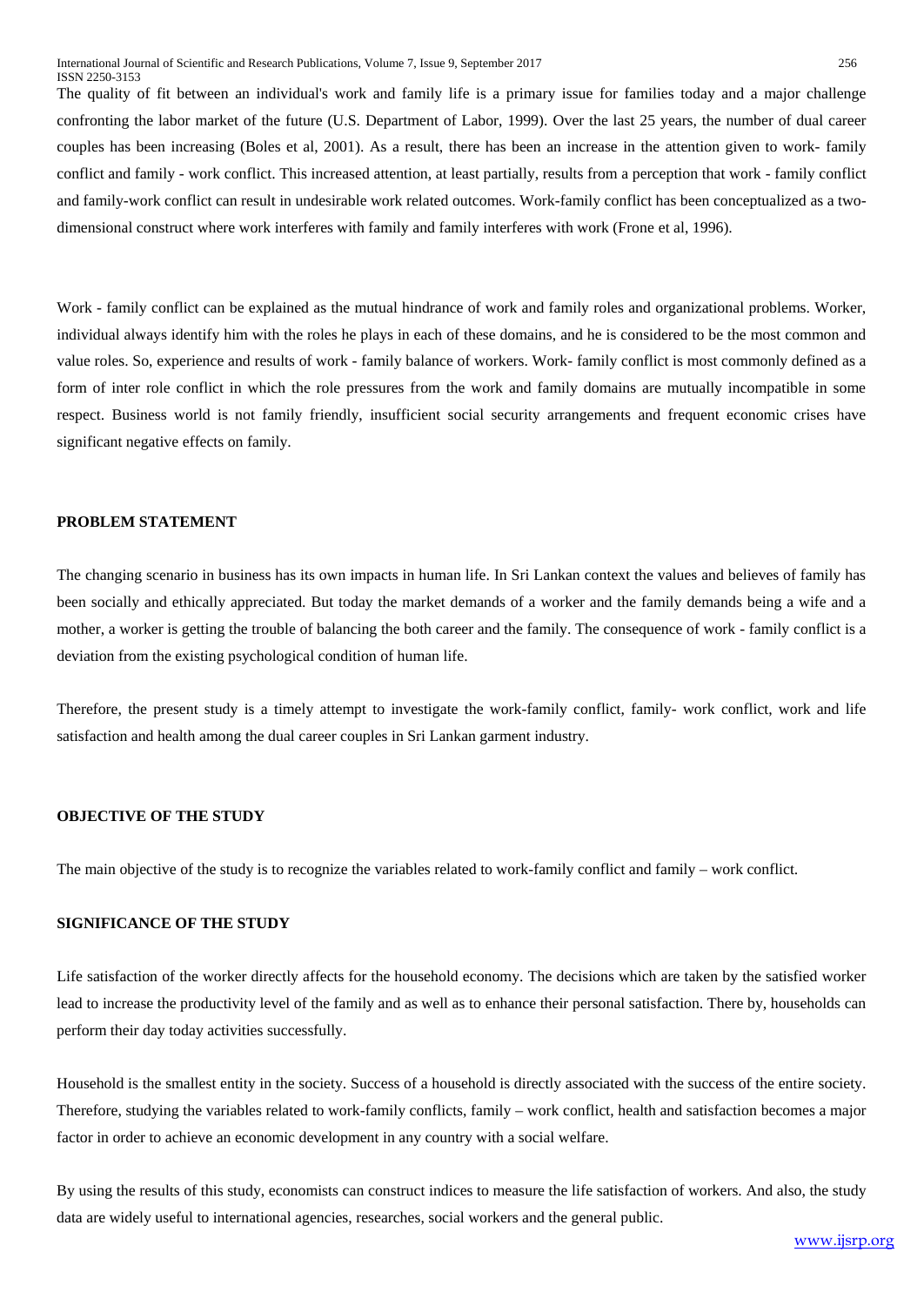The quality of fit between an individual's work and family life is a primary issue for families today and a major challenge confronting the labor market of the future (U.S. Department of Labor, 1999). Over the last 25 years, the number of dual career couples has been increasing (Boles et al, 2001). As a result, there has been an increase in the attention given to work- family conflict and family - work conflict. This increased attention, at least partially, results from a perception that work - family conflict and family-work conflict can result in undesirable work related outcomes. Work-family conflict has been conceptualized as a two-dimensional construct where work interferes with family and family interferes with work (Frone et al, 1996).

Work - family conflict can be explained as the mutual hindrance of work and family roles and organizational problems. Worker, individual always identify him with the roles he plays in each of these domains, and he is considered to be the most common and value roles. So, experience and results of work - family balance of workers. Work- family conflict is most commonly defined as a form of inter role conflict in which the role pressures from the work and family domains are mutually incompatible in some respect. Business world is not family friendly, insufficient social security arrangements and frequent economic crises have significant negative effects on family.

## PROBLEM STATEMENT

The changing scenario in business has its own impacts in human life. In Sri Lankan context the values and believes of family has been socially and ethically appreciated. But today the market demands of a worker and the family demands being a wife and a mother, a worker is getting the trouble of balancing the both career and the family. The consequence of work - family conflict is a deviation from the existing psychological condition of human life.

Therefore, the present study is a timely attempt to investigate the work-family conflict, family- work conflict, work and life satisfaction and health among the dual career couples in Sri Lankan garment industry.

## OBJECTIVE OF THE STUDY

The main objective of the study is to recognize the variables related to work-family conflict and family – work conflict.

## SIGNIFICANCE OF THE STUDY

Life satisfaction of the worker directly affects for the household economy. The decisions which are taken by the satisfied worker lead to increase the productivity level of the family and as well as to enhance their personal satisfaction. There by, households can perform their day today activities successfully.

Household is the smallest entity in the society. Success of a household is directly associated with the success of the entire society. Therefore, studying the variables related to work-family conflicts, family – work conflict, health and satisfaction becomes a major factor in order to achieve an economic development in any country with a social welfare.

By using the results of this study, economists can construct indices to measure the life satisfaction of workers. And also, the study data are widely useful to international agencies, researches, social workers and the general public.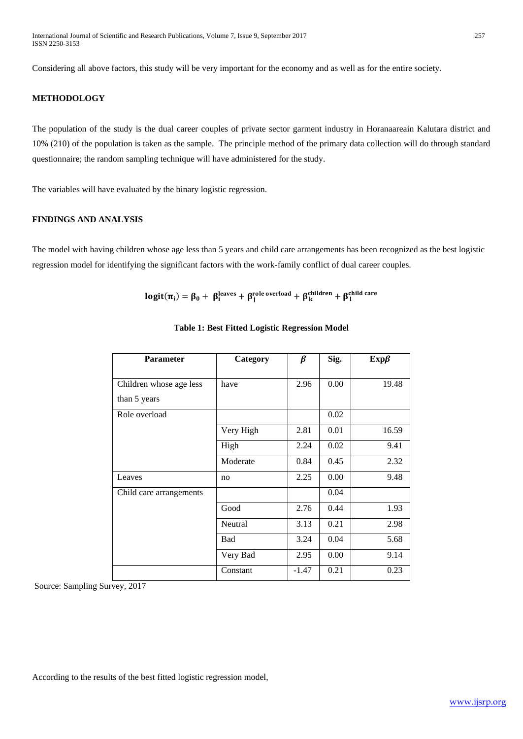Considering all above factors, this study will be very important for the economy and as well as for the entire society.

## METHODOLOGY

The population of the study is the dual career couples of private sector garment industry in Horanaareain Kalutara district and 10% (210) of the population is taken as the sample. The principle method of the primary data collection will do through standard questionnaire; the random sampling technique will have administered for the study.

The variables will have evaluated by the binary logistic regression.

## FINDINGS AND ANALYSIS

The model with having children whose age less than 5 years and child care arrangements has been recognized as the best logistic regression model for identifying the significant factors with the work-family conflict of dual career couples.

$$\mathbf{logit}(\boldsymbol{\pi}_{\mathbf{i}}) = \boldsymbol{\beta}_{\mathbf{0}} + \boldsymbol{\beta}_{\mathbf{i}}^{\mathbf{leaves}} + \boldsymbol{\beta}_{\mathbf{j}}^{\mathbf{role\ overload}} + \boldsymbol{\beta}_{\mathbf{k}}^{\mathbf{children}} + \boldsymbol{\beta}_{\mathbf{l}}^{\mathbf{child\ care}}$$

**Table 1: Best Fitted Logistic Regression Model**

| Parameter | Category | $\beta$ | Sig. | Exp$\beta$ |
|---|---|---|---|---|
| Children whose age less than 5 years | have | 2.96 | 0.00 | 19.48 |
| Role overload | | | 0.02 | |
| | Very High | 2.81 | 0.01 | 16.59 |
| | High | 2.24 | 0.02 | 9.41 |
| | Moderate | 0.84 | 0.45 | 2.32 |
| Leaves | no | 2.25 | 0.00 | 9.48 |
| Child care arrangements | | | 0.04 | |
| | Good | 2.76 | 0.44 | 1.93 |
| | Neutral | 3.13 | 0.21 | 2.98 |
| | Bad | 3.24 | 0.04 | 5.68 |
| | Very Bad | 2.95 | 0.00 | 9.14 |
| | Constant | -1.47 | 0.21 | 0.23 |

Source: Sampling Survey, 2017

According to the results of the best fitted logistic regression model,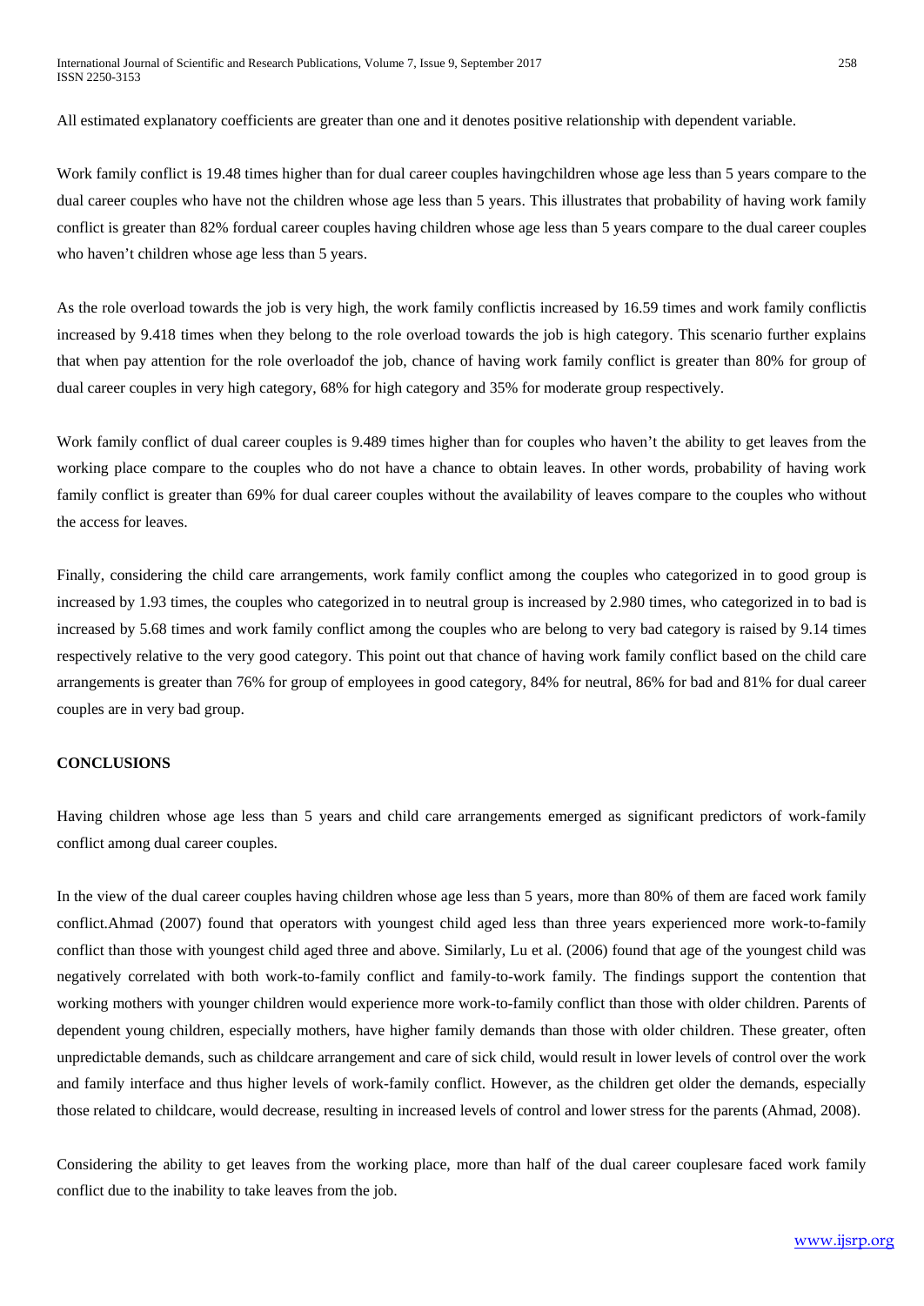All estimated explanatory coefficients are greater than one and it denotes positive relationship with dependent variable.

Work family conflict is 19.48 times higher than for dual career couples havingchildren whose age less than 5 years compare to the dual career couples who have not the children whose age less than 5 years. This illustrates that probability of having work family conflict is greater than 82% fordual career couples having children whose age less than 5 years compare to the dual career couples who haven't children whose age less than 5 years.

As the role overload towards the job is very high, the work family conflictis increased by 16.59 times and work family conflictis increased by 9.418 times when they belong to the role overload towards the job is high category. This scenario further explains that when pay attention for the role overloadof the job, chance of having work family conflict is greater than 80% for group of dual career couples in very high category, 68% for high category and 35% for moderate group respectively.

Work family conflict of dual career couples is 9.489 times higher than for couples who haven't the ability to get leaves from the working place compare to the couples who do not have a chance to obtain leaves. In other words, probability of having work family conflict is greater than 69% for dual career couples without the availability of leaves compare to the couples who without the access for leaves.

Finally, considering the child care arrangements, work family conflict among the couples who categorized in to good group is increased by 1.93 times, the couples who categorized in to neutral group is increased by 2.980 times, who categorized in to bad is increased by 5.68 times and work family conflict among the couples who are belong to very bad category is raised by 9.14 times respectively relative to the very good category. This point out that chance of having work family conflict based on the child care arrangements is greater than 76% for group of employees in good category, 84% for neutral, 86% for bad and 81% for dual career couples are in very bad group.

## CONCLUSIONS

Having children whose age less than 5 years and child care arrangements emerged as significant predictors of work-family conflict among dual career couples.

In the view of the dual career couples having children whose age less than 5 years, more than 80% of them are faced work family conflict.Ahmad (2007) found that operators with youngest child aged less than three years experienced more work-to-family conflict than those with youngest child aged three and above. Similarly, Lu et al. (2006) found that age of the youngest child was negatively correlated with both work-to-family conflict and family-to-work family. The findings support the contention that working mothers with younger children would experience more work-to-family conflict than those with older children. Parents of dependent young children, especially mothers, have higher family demands than those with older children. These greater, often unpredictable demands, such as childcare arrangement and care of sick child, would result in lower levels of control over the work and family interface and thus higher levels of work-family conflict. However, as the children get older the demands, especially those related to childcare, would decrease, resulting in increased levels of control and lower stress for the parents (Ahmad, 2008).

Considering the ability to get leaves from the working place, more than half of the dual career couplesare faced work family conflict due to the inability to take leaves from the job.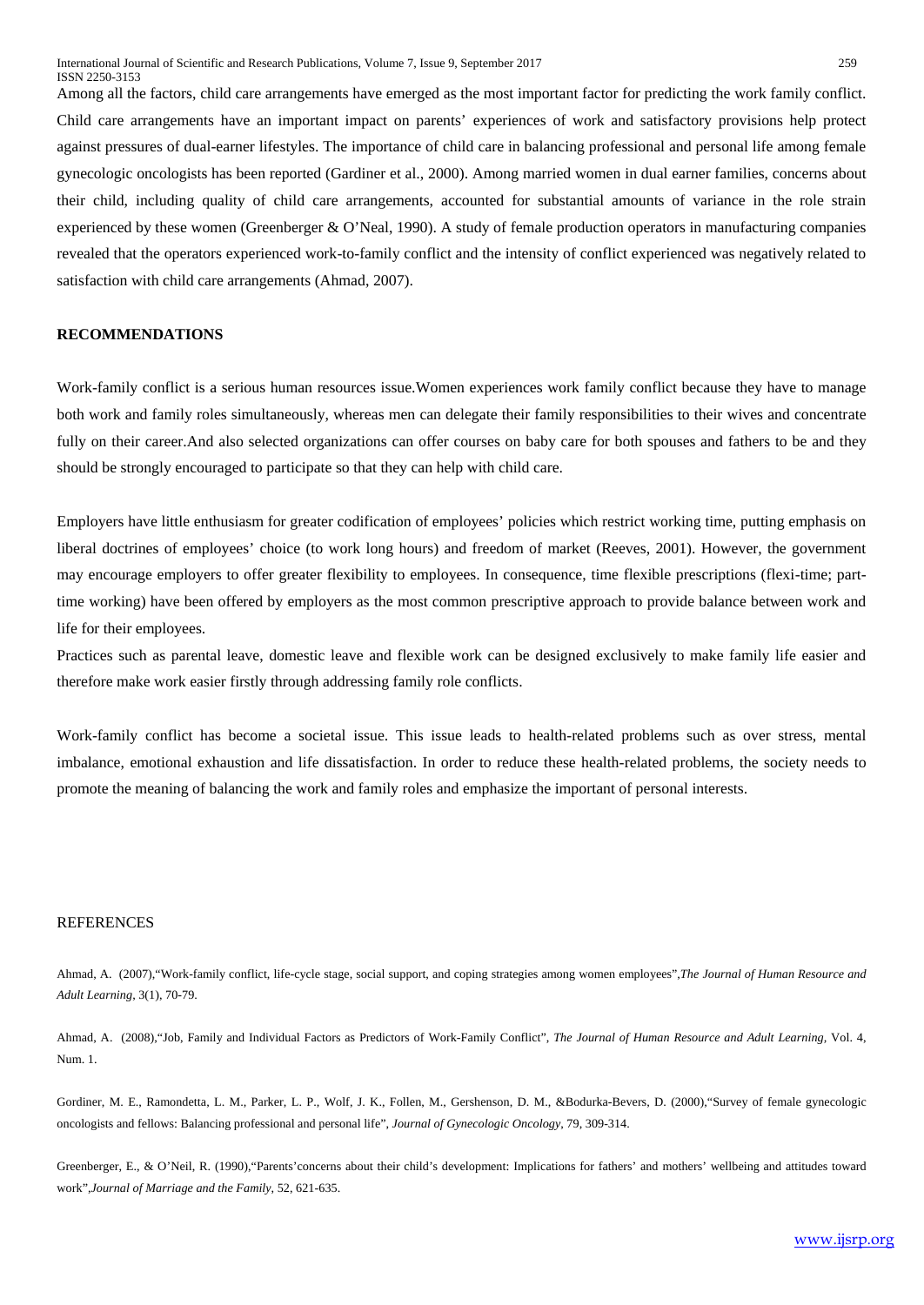Among all the factors, child care arrangements have emerged as the most important factor for predicting the work family conflict. Child care arrangements have an important impact on parents' experiences of work and satisfactory provisions help protect against pressures of dual-earner lifestyles. The importance of child care in balancing professional and personal life among female gynecologic oncologists has been reported (Gardiner et al., 2000). Among married women in dual earner families, concerns about their child, including quality of child care arrangements, accounted for substantial amounts of variance in the role strain experienced by these women (Greenberger & O'Neal, 1990). A study of female production operators in manufacturing companies revealed that the operators experienced work-to-family conflict and the intensity of conflict experienced was negatively related to satisfaction with child care arrangements (Ahmad, 2007).

## RECOMMENDATIONS

Work-family conflict is a serious human resources issue.Women experiences work family conflict because they have to manage both work and family roles simultaneously, whereas men can delegate their family responsibilities to their wives and concentrate fully on their career.And also selected organizations can offer courses on baby care for both spouses and fathers to be and they should be strongly encouraged to participate so that they can help with child care.

Employers have little enthusiasm for greater codification of employees' policies which restrict working time, putting emphasis on liberal doctrines of employees' choice (to work long hours) and freedom of market (Reeves, 2001). However, the government may encourage employers to offer greater flexibility to employees. In consequence, time flexible prescriptions (flexi-time; part-time working) have been offered by employers as the most common prescriptive approach to provide balance between work and life for their employees.

Practices such as parental leave, domestic leave and flexible work can be designed exclusively to make family life easier and therefore make work easier firstly through addressing family role conflicts.

Work-family conflict has become a societal issue. This issue leads to health-related problems such as over stress, mental imbalance, emotional exhaustion and life dissatisfaction. In order to reduce these health-related problems, the society needs to promote the meaning of balancing the work and family roles and emphasize the important of personal interests.

## REFERENCES

Ahmad, A. (2007),"Work-family conflict, life-cycle stage, social support, and coping strategies among women employees",*The Journal of Human Resource and Adult Learning*, 3(1), 70-79.

Ahmad, A. (2008),"Job, Family and Individual Factors as Predictors of Work-Family Conflict", *The Journal of Human Resource and Adult Learning*, Vol. 4, Num. 1.

Gordiner, M. E., Ramondetta, L. M., Parker, L. P., Wolf, J. K., Follen, M., Gershenson, D. M., &Bodurka-Bevers, D. (2000),"Survey of female gynecologic oncologists and fellows: Balancing professional and personal life", *Journal of Gynecologic Oncology*, 79, 309-314.

Greenberger, E., & O'Neil, R. (1990),"Parents'concerns about their child's development: Implications for fathers' and mothers' wellbeing and attitudes toward work",*Journal of Marriage and the Family*, 52, 621-635.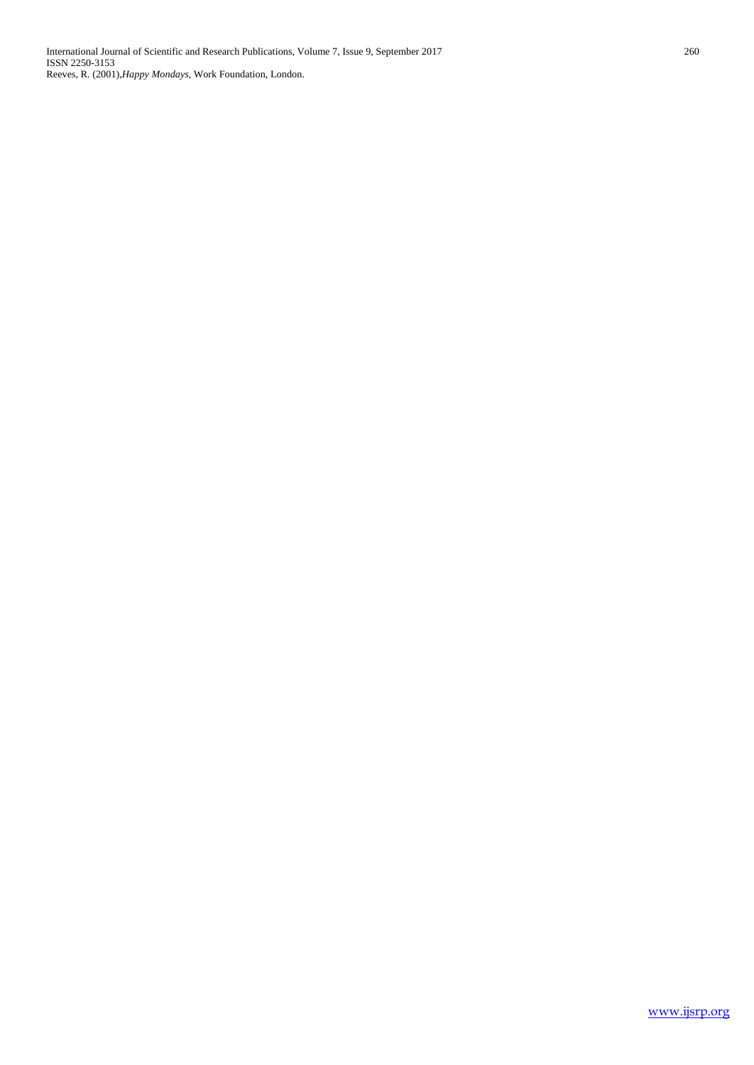Reeves, R. (2001),*Happy Mondays*, Work Foundation, London.